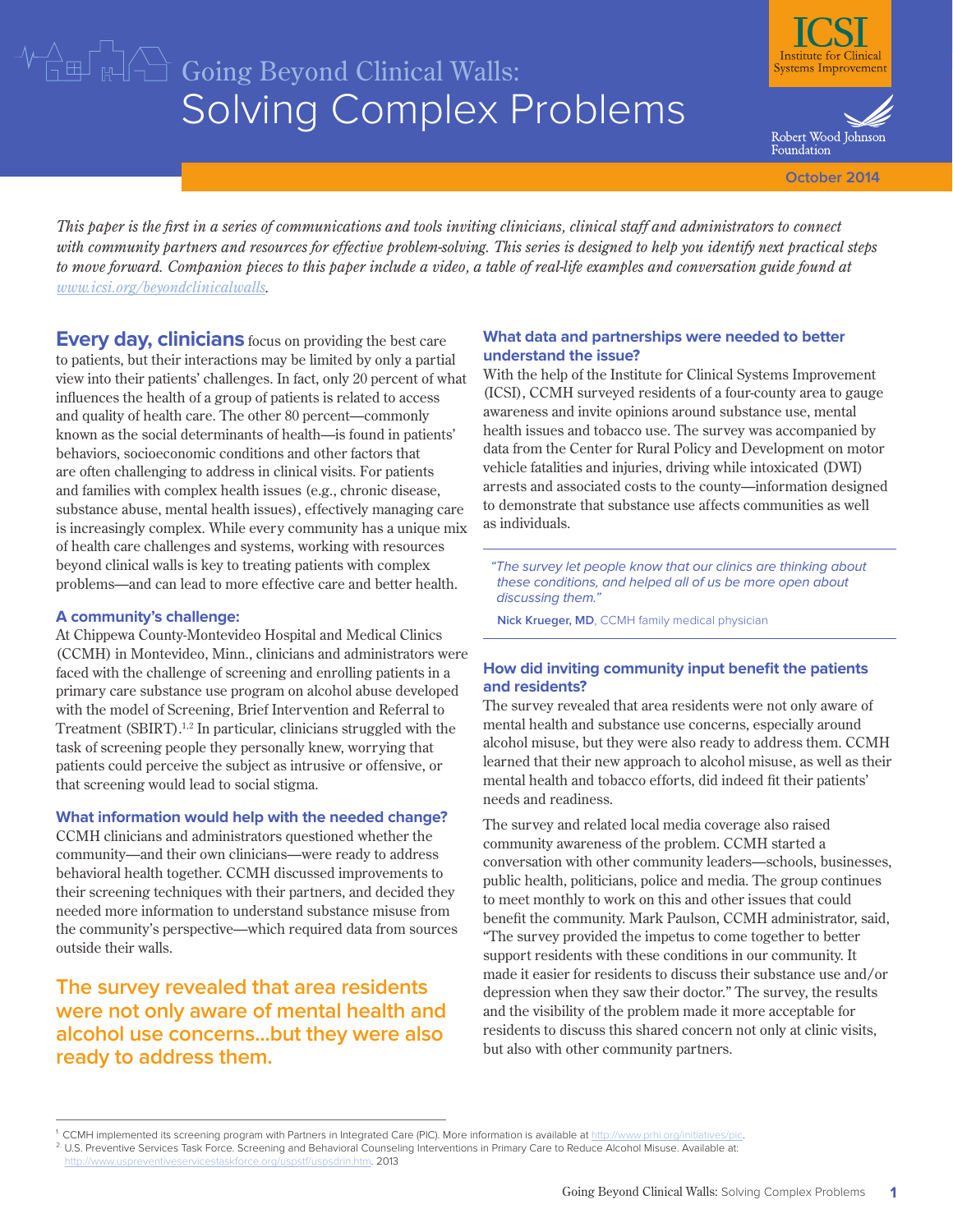# Going Beyond Clinical Walls: Solving Complex Problems

ICSI Institute for Clinical Systems Improvement

Robert Wood Johnson Foundation

October 2014

*This paper is the first in a series of communications and tools inviting clinicians, clinical staff and administrators to connect with community partners and resources for effective problem-solving. This series is designed to help you identify next practical steps to move forward. Companion pieces to this paper include a video, a table of real-life examples and conversation guide found at www.icsi.org/beyondclinicalwalls.*

**Every day, clinicians** focus on providing the best care to patients, but their interactions may be limited by only a partial view into their patients' challenges. In fact, only 20 percent of what influences the health of a group of patients is related to access and quality of health care. The other 80 percent—commonly known as the social determinants of health—is found in patients' behaviors, socioeconomic conditions and other factors that are often challenging to address in clinical visits. For patients and families with complex health issues (e.g., chronic disease, substance abuse, mental health issues), effectively managing care is increasingly complex. While every community has a unique mix of health care challenges and systems, working with resources beyond clinical walls is key to treating patients with complex problems—and can lead to more effective care and better health.

### A community's challenge:

At Chippewa County-Montevideo Hospital and Medical Clinics (CCMH) in Montevideo, Minn., clinicians and administrators were faced with the challenge of screening and enrolling patients in a primary care substance use program on alcohol abuse developed with the model of Screening, Brief Intervention and Referral to Treatment (SBIRT).[1,2] In particular, clinicians struggled with the task of screening people they personally knew, worrying that patients could perceive the subject as intrusive or offensive, or that screening would lead to social stigma.

### What information would help with the needed change?

CCMH clinicians and administrators questioned whether the community—and their own clinicians—were ready to address behavioral health together. CCMH discussed improvements to their screening techniques with their partners, and decided they needed more information to understand substance misuse from the community's perspective—which required data from sources outside their walls.

**The survey revealed that area residents were not only aware of mental health and alcohol use concerns…but they were also ready to address them.**

### What data and partnerships were needed to better understand the issue?

With the help of the Institute for Clinical Systems Improvement (ICSI), CCMH surveyed residents of a four-county area to gauge awareness and invite opinions around substance use, mental health issues and tobacco use. The survey was accompanied by data from the Center for Rural Policy and Development on motor vehicle fatalities and injuries, driving while intoxicated (DWI) arrests and associated costs to the county—information designed to demonstrate that substance use affects communities as well as individuals.

> *"The survey let people know that our clinics are thinking about these conditions, and helped all of us be more open about discussing them."*
>
> **Nick Krueger, MD**, CCMH family medical physician

### How did inviting community input benefit the patients and residents?

The survey revealed that area residents were not only aware of mental health and substance use concerns, especially around alcohol misuse, but they were also ready to address them. CCMH learned that their new approach to alcohol misuse, as well as their mental health and tobacco efforts, did indeed fit their patients' needs and readiness.

The survey and related local media coverage also raised community awareness of the problem. CCMH started a conversation with other community leaders—schools, businesses, public health, politicians, police and media. The group continues to meet monthly to work on this and other issues that could benefit the community. Mark Paulson, CCMH administrator, said, "The survey provided the impetus to come together to better support residents with these conditions in our community. It made it easier for residents to discuss their substance use and/or depression when they saw their doctor." The survey, the results and the visibility of the problem made it more acceptable for residents to discuss this shared concern not only at clinic visits, but also with other community partners.

---

[1] CCMH implemented its screening program with Partners in Integrated Care (PIC). More information is available at http://www.prhi.org/initiatives/pic.

[2] U.S. Preventive Services Task Force. Screening and Behavioral Counseling Interventions in Primary Care to Reduce Alcohol Misuse. Available at: http://www.uspreventiveservicestaskforce.org/uspstf/uspsdrin.htm. 2013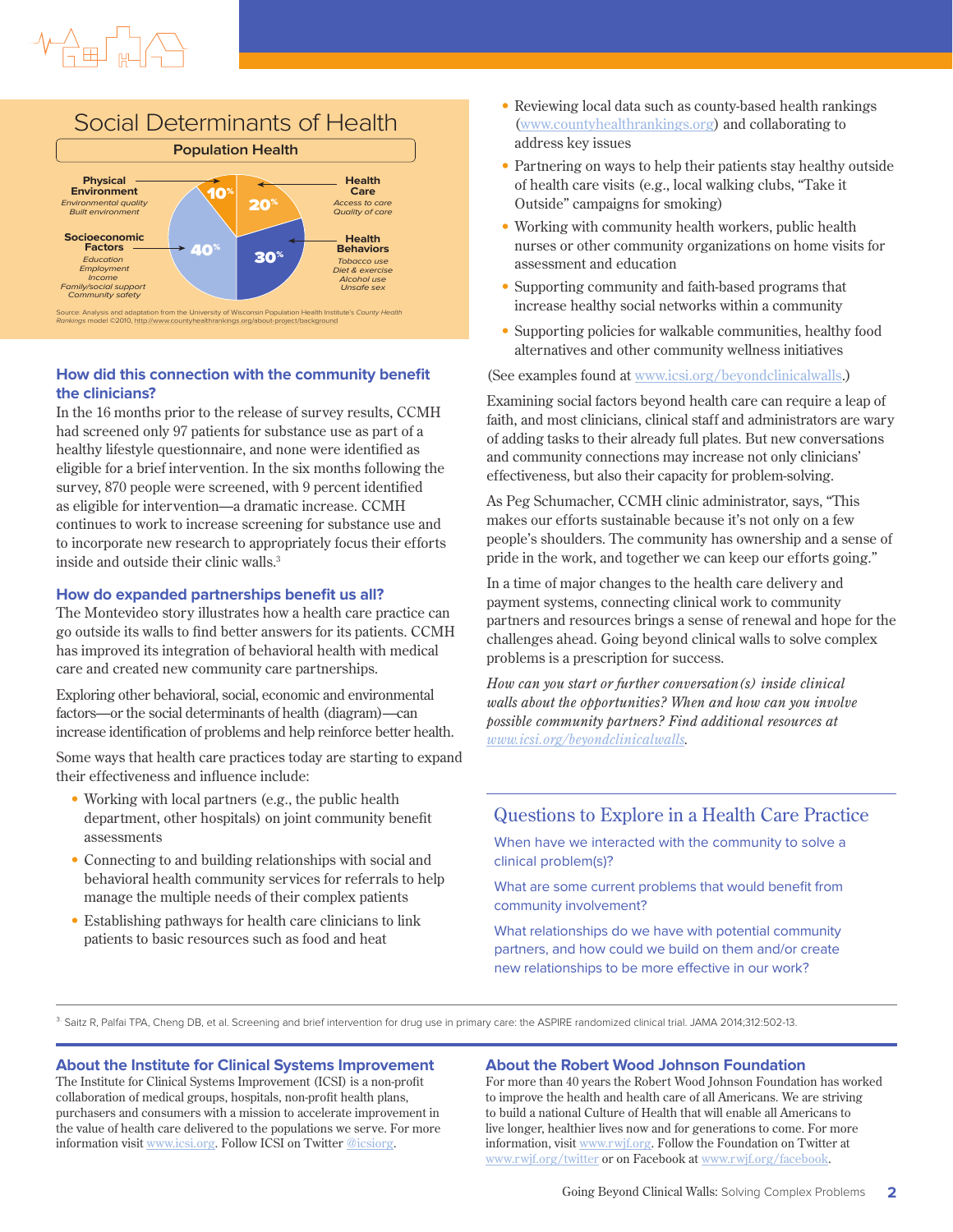## Social Determinants of Health

Population Health

Physical Environment
Environmental quality
Built environment

10%

Health Care
Access to care
Quality of care

20%

Socioeconomic Factors
Education
Employment
Income
Family/social support
Community safety

40%

Health Behaviors
Tobacco use
Diet & exercise
Alcohol use
Unsafe sex

30%

Source: Analysis and adaptation from the University of Wisconsin Population Health Institute's *County Health Rankings* model ©2010, http://www.countyhealthrankings.org/about-project/background

### How did this connection with the community benefit the clinicians?

In the 16 months prior to the release of survey results, CCMH had screened only 97 patients for substance use as part of a healthy lifestyle questionnaire, and none were identified as eligible for a brief intervention. In the six months following the survey, 870 people were screened, with 9 percent identified as eligible for intervention—a dramatic increase. CCMH continues to work to increase screening for substance use and to incorporate new research to appropriately focus their efforts inside and outside their clinic walls.[3]

### How do expanded partnerships benefit us all?

The Montevideo story illustrates how a health care practice can go outside its walls to find better answers for its patients. CCMH has improved its integration of behavioral health with medical care and created new community care partnerships.

Exploring other behavioral, social, economic and environmental factors—or the social determinants of health (diagram)—can increase identification of problems and help reinforce better health.

Some ways that health care practices today are starting to expand their effectiveness and influence include:

- Working with local partners (e.g., the public health department, other hospitals) on joint community benefit assessments
- Connecting to and building relationships with social and behavioral health community services for referrals to help manage the multiple needs of their complex patients
- Establishing pathways for health care clinicians to link patients to basic resources such as food and heat
- Reviewing local data such as county-based health rankings (www.countyhealthrankings.org) and collaborating to address key issues
- Partnering on ways to help their patients stay healthy outside of health care visits (e.g., local walking clubs, "Take it Outside" campaigns for smoking)
- Working with community health workers, public health nurses or other community organizations on home visits for assessment and education
- Supporting community and faith-based programs that increase healthy social networks within a community
- Supporting policies for walkable communities, healthy food alternatives and other community wellness initiatives

(See examples found at www.icsi.org/beyondclinicalwalls.)

Examining social factors beyond health care can require a leap of faith, and most clinicians, clinical staff and administrators are wary of adding tasks to their already full plates. But new conversations and community connections may increase not only clinicians' effectiveness, but also their capacity for problem-solving.

As Peg Schumacher, CCMH clinic administrator, says, "This makes our efforts sustainable because it's not only on a few people's shoulders. The community has ownership and a sense of pride in the work, and together we can keep our efforts going."

In a time of major changes to the health care delivery and payment systems, connecting clinical work to community partners and resources brings a sense of renewal and hope for the challenges ahead. Going beyond clinical walls to solve complex problems is a prescription for success.

*How can you start or further conversation(s) inside clinical walls about the opportunities? When and how can you involve possible community partners? Find additional resources at www.icsi.org/beyondclinicalwalls.*

## Questions to Explore in a Health Care Practice

When have we interacted with the community to solve a clinical problem(s)?

What are some current problems that would benefit from community involvement?

What relationships do we have with potential community partners, and how could we build on them and/or create new relationships to be more effective in our work?

---

[3] Saitz R, Palfai TPA, Cheng DB, et al. Screening and brief intervention for drug use in primary care: the ASPIRE randomized clinical trial. JAMA 2014;312:502-13.

### About the Institute for Clinical Systems Improvement

The Institute for Clinical Systems Improvement (ICSI) is a non-profit collaboration of medical groups, hospitals, non-profit health plans, purchasers and consumers with a mission to accelerate improvement in the value of health care delivered to the populations we serve. For more information visit www.icsi.org. Follow ICSI on Twitter @icsiorg.

### About the Robert Wood Johnson Foundation

For more than 40 years the Robert Wood Johnson Foundation has worked to improve the health and health care of all Americans. We are striving to build a national Culture of Health that will enable all Americans to live longer, healthier lives now and for generations to come. For more information, visit www.rwjf.org. Follow the Foundation on Twitter at www.rwjf.org/twitter or on Facebook at www.rwjf.org/facebook.